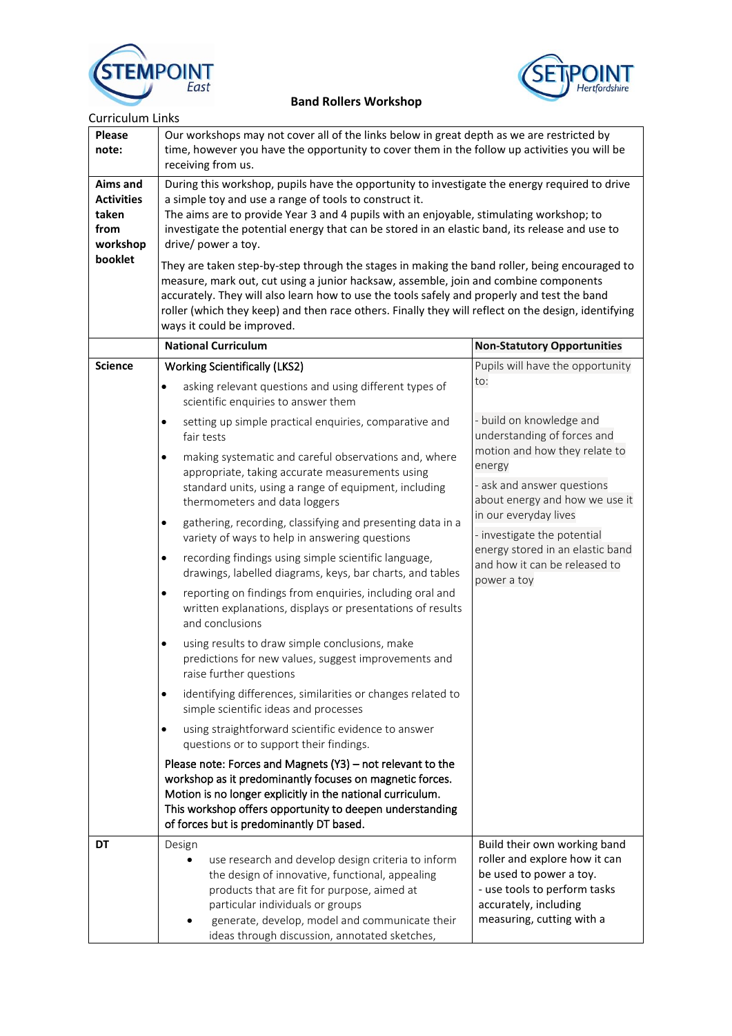# Band Rollers Workshop

Curriculum Links

| | | |
|---|---|---|
| **Please note:** | Our workshops may not cover all of the links below in great depth as we are restricted by time, however you have the opportunity to cover them in the follow up activities you will be receiving from us. | |
| **Aims and Activities taken from workshop booklet** | During this workshop, pupils have the opportunity to investigate the energy required to drive a simple toy and use a range of tools to construct it.<br>The aims are to provide Year 3 and 4 pupils with an enjoyable, stimulating workshop; to investigate the potential energy that can be stored in an elastic band, its release and use to drive/ power a toy.<br><br>They are taken step-by-step through the stages in making the band roller, being encouraged to measure, mark out, cut using a junior hacksaw, assemble, join and combine components accurately. They will also learn how to use the tools safely and properly and test the band roller (which they keep) and then race others. Finally they will reflect on the design, identifying ways it could be improved. | |
| | **National Curriculum** | **Non-Statutory Opportunities** |
| **Science** | Working Scientifically (LKS2)<br>• asking relevant questions and using different types of scientific enquiries to answer them<br>• setting up simple practical enquiries, comparative and fair tests<br>• making systematic and careful observations and, where appropriate, taking accurate measurements using standard units, using a range of equipment, including thermometers and data loggers<br>• gathering, recording, classifying and presenting data in a variety of ways to help in answering questions<br>• recording findings using simple scientific language, drawings, labelled diagrams, keys, bar charts, and tables<br>• reporting on findings from enquiries, including oral and written explanations, displays or presentations of results and conclusions<br>• using results to draw simple conclusions, make predictions for new values, suggest improvements and raise further questions<br>• identifying differences, similarities or changes related to simple scientific ideas and processes<br>• using straightforward scientific evidence to answer questions or to support their findings.<br><br>Please note: Forces and Magnets (Y3) – not relevant to the workshop as it predominantly focuses on magnetic forces. Motion is no longer explicitly in the national curriculum. This workshop offers opportunity to deepen understanding of forces but is predominantly DT based. | Pupils will have the opportunity to:<br><br>- build on knowledge and understanding of forces and motion and how they relate to energy<br>- ask and answer questions about energy and how we use it in our everyday lives<br>- investigate the potential energy stored in an elastic band and how it can be released to power a toy |
| **DT** | Design<br>• use research and develop design criteria to inform the design of innovative, functional, appealing products that are fit for purpose, aimed at particular individuals or groups<br>• generate, develop, model and communicate their ideas through discussion, annotated sketches, | Build their own working band roller and explore how it can be used to power a toy.<br>- use tools to perform tasks accurately, including measuring, cutting with a |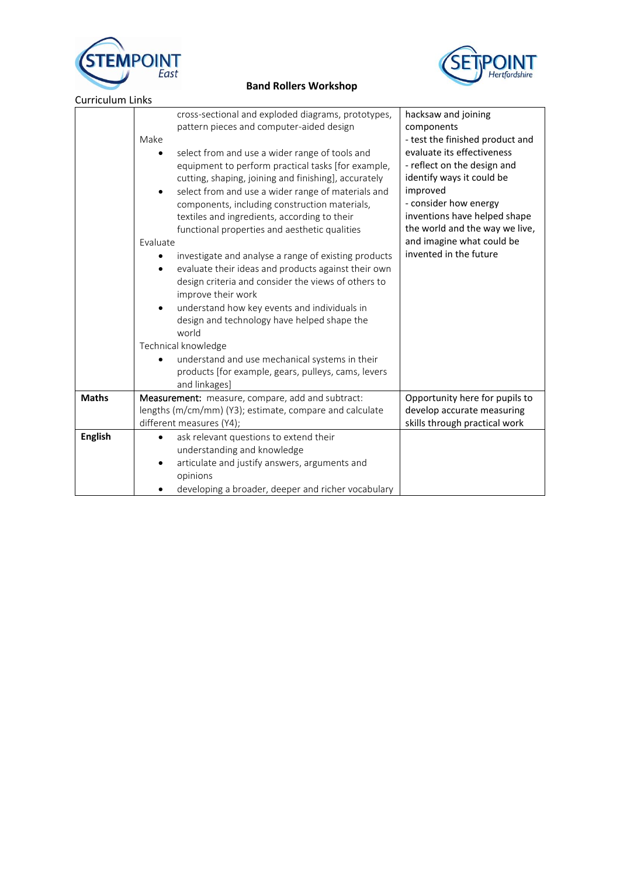**Band Rollers Workshop**

Curriculum Links

| | | |
|---|---|---|
| | cross-sectional and exploded diagrams, prototypes, pattern pieces and computer-aided design<br>Make<br>• select from and use a wider range of tools and equipment to perform practical tasks [for example, cutting, shaping, joining and finishing], accurately<br>• select from and use a wider range of materials and components, including construction materials, textiles and ingredients, according to their functional properties and aesthetic qualities<br>Evaluate<br>• investigate and analyse a range of existing products<br>• evaluate their ideas and products against their own design criteria and consider the views of others to improve their work<br>• understand how key events and individuals in design and technology have helped shape the world<br>Technical knowledge<br>• understand and use mechanical systems in their products [for example, gears, pulleys, cams, levers and linkages] | hacksaw and joining components<br>- test the finished product and evaluate its effectiveness<br>- reflect on the design and identify ways it could be improved<br>- consider how energy inventions have helped shape the world and the way we live, and imagine what could be invented in the future |
| **Maths** | Measurement: measure, compare, add and subtract: lengths (m/cm/mm) (Y3); estimate, compare and calculate different measures (Y4); | Opportunity here for pupils to develop accurate measuring skills through practical work |
| **English** | • ask relevant questions to extend their understanding and knowledge<br>• articulate and justify answers, arguments and opinions<br>• developing a broader, deeper and richer vocabulary | |